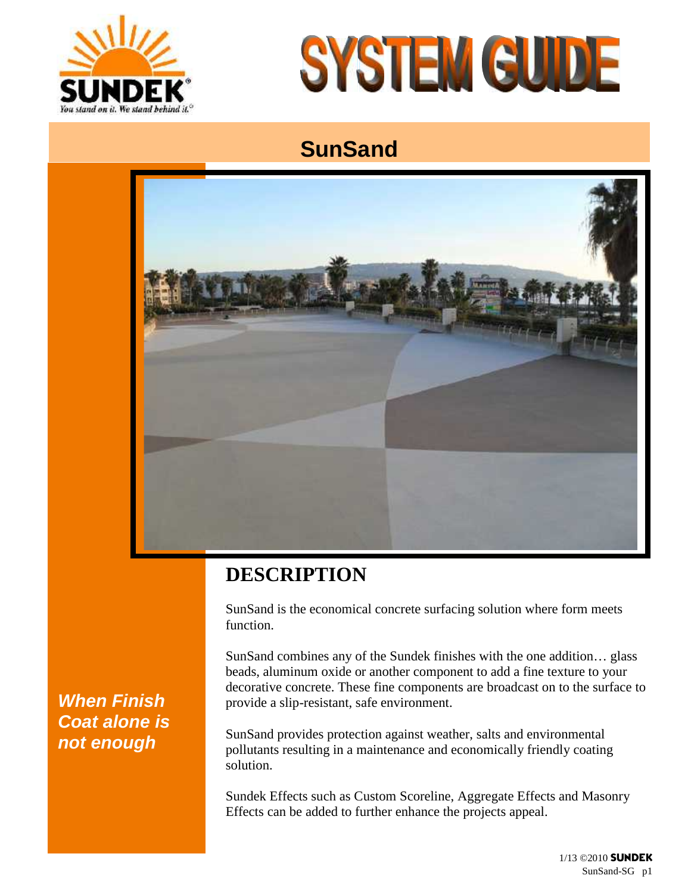# SYSTEM GUIDE

## SunSand

*When Finish Coat alone is not enough*

## DESCRIPTION

SunSand is the economical concrete surfacing solution where form meets function.

SunSand combines any of the Sundek finishes with the one addition… glass beads, aluminum oxide or another component to add a fine texture to your decorative concrete. These fine components are broadcast on to the surface to provide a slip-resistant, safe environment.

SunSand provides protection against weather, salts and environmental pollutants resulting in a maintenance and economically friendly coating solution.

Sundek Effects such as Custom Scoreline, Aggregate Effects and Masonry Effects can be added to further enhance the projects appeal.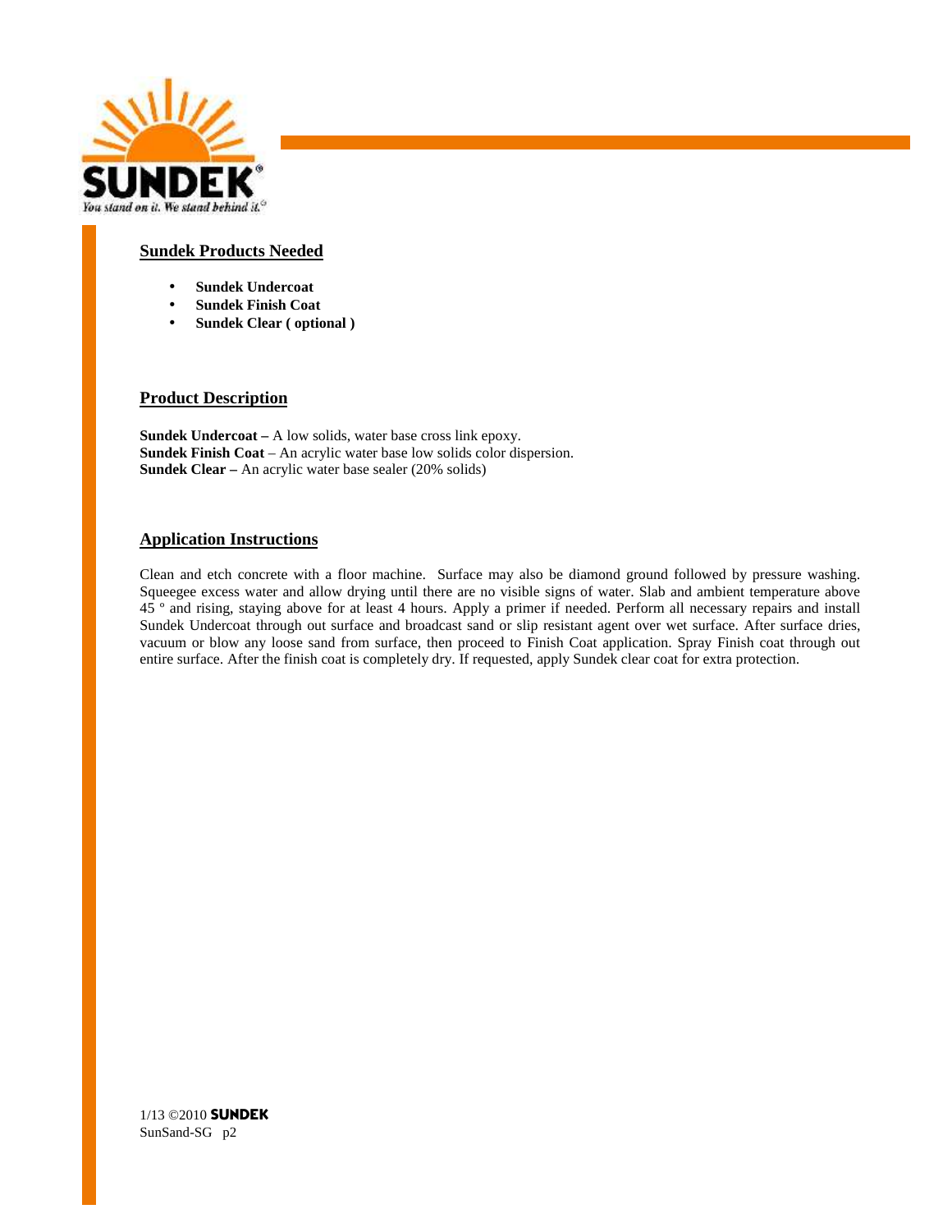## Sundek Products Needed

- **Sundek Undercoat**
- **Sundek Finish Coat**
- **Sundek Clear ( optional )**

## Product Description

**Sundek Undercoat –** A low solids, water base cross link epoxy.
**Sundek Finish Coat** – An acrylic water base low solids color dispersion.
**Sundek Clear –** An acrylic water base sealer (20% solids)

## Application Instructions

Clean and etch concrete with a floor machine. Surface may also be diamond ground followed by pressure washing. Squeegee excess water and allow drying until there are no visible signs of water. Slab and ambient temperature above 45 º and rising, staying above for at least 4 hours. Apply a primer if needed. Perform all necessary repairs and install Sundek Undercoat through out surface and broadcast sand or slip resistant agent over wet surface. After surface dries, vacuum or blow any loose sand from surface, then proceed to Finish Coat application. Spray Finish coat through out entire surface. After the finish coat is completely dry. If requested, apply Sundek clear coat for extra protection.